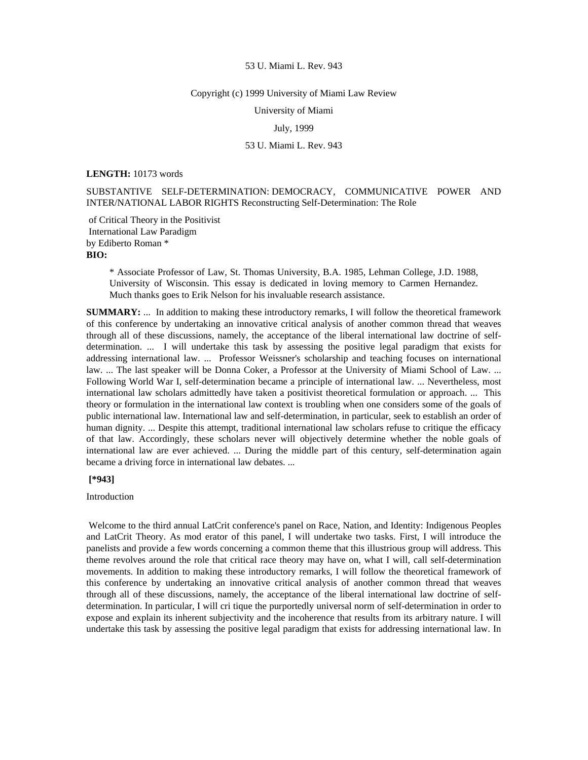53 U. Miami L. Rev. 943

Copyright (c) 1999 University of Miami Law Review

University of Miami

July, 1999

53 U. Miami L. Rev. 943

**LENGTH:** 10173 words

SUBSTANTIVE SELF-DETERMINATION: DEMOCRACY, COMMUNICATIVE POWER AND INTER/NATIONAL LABOR RIGHTS Reconstructing Self-Determination: The Role of Critical Theory in the Positivist International Law Paradigm

by Ediberto Roman *

**BIO:**

> * Associate Professor of Law, St. Thomas University, B.A. 1985, Lehman College, J.D. 1988, University of Wisconsin. This essay is dedicated in loving memory to Carmen Hernandez. Much thanks goes to Erik Nelson for his invaluable research assistance.

**SUMMARY:** ... In addition to making these introductory remarks, I will follow the theoretical framework of this conference by undertaking an innovative critical analysis of another common thread that weaves through all of these discussions, namely, the acceptance of the liberal international law doctrine of self-determination. ... I will undertake this task by assessing the positive legal paradigm that exists for addressing international law. ... Professor Weissner's scholarship and teaching focuses on international law. ... The last speaker will be Donna Coker, a Professor at the University of Miami School of Law. ... Following World War I, self-determination became a principle of international law. ... Nevertheless, most international law scholars admittedly have taken a positivist theoretical formulation or approach. ... This theory or formulation in the international law context is troubling when one considers some of the goals of public international law. International law and self-determination, in particular, seek to establish an order of human dignity. ... Despite this attempt, traditional international law scholars refuse to critique the efficacy of that law. Accordingly, these scholars never will objectively determine whether the noble goals of international law are ever achieved. ... During the middle part of this century, self-determination again became a driving force in international law debates. ...

**[*943]**

Introduction

Welcome to the third annual LatCrit conference's panel on Race, Nation, and Identity: Indigenous Peoples and LatCrit Theory. As mod erator of this panel, I will undertake two tasks. First, I will introduce the panelists and provide a few words concerning a common theme that this illustrious group will address. This theme revolves around the role that critical race theory may have on, what I will, call self-determination movements. In addition to making these introductory remarks, I will follow the theoretical framework of this conference by undertaking an innovative critical analysis of another common thread that weaves through all of these discussions, namely, the acceptance of the liberal international law doctrine of self-determination. In particular, I will cri tique the purportedly universal norm of self-determination in order to expose and explain its inherent subjectivity and the incoherence that results from its arbitrary nature. I will undertake this task by assessing the positive legal paradigm that exists for addressing international law. In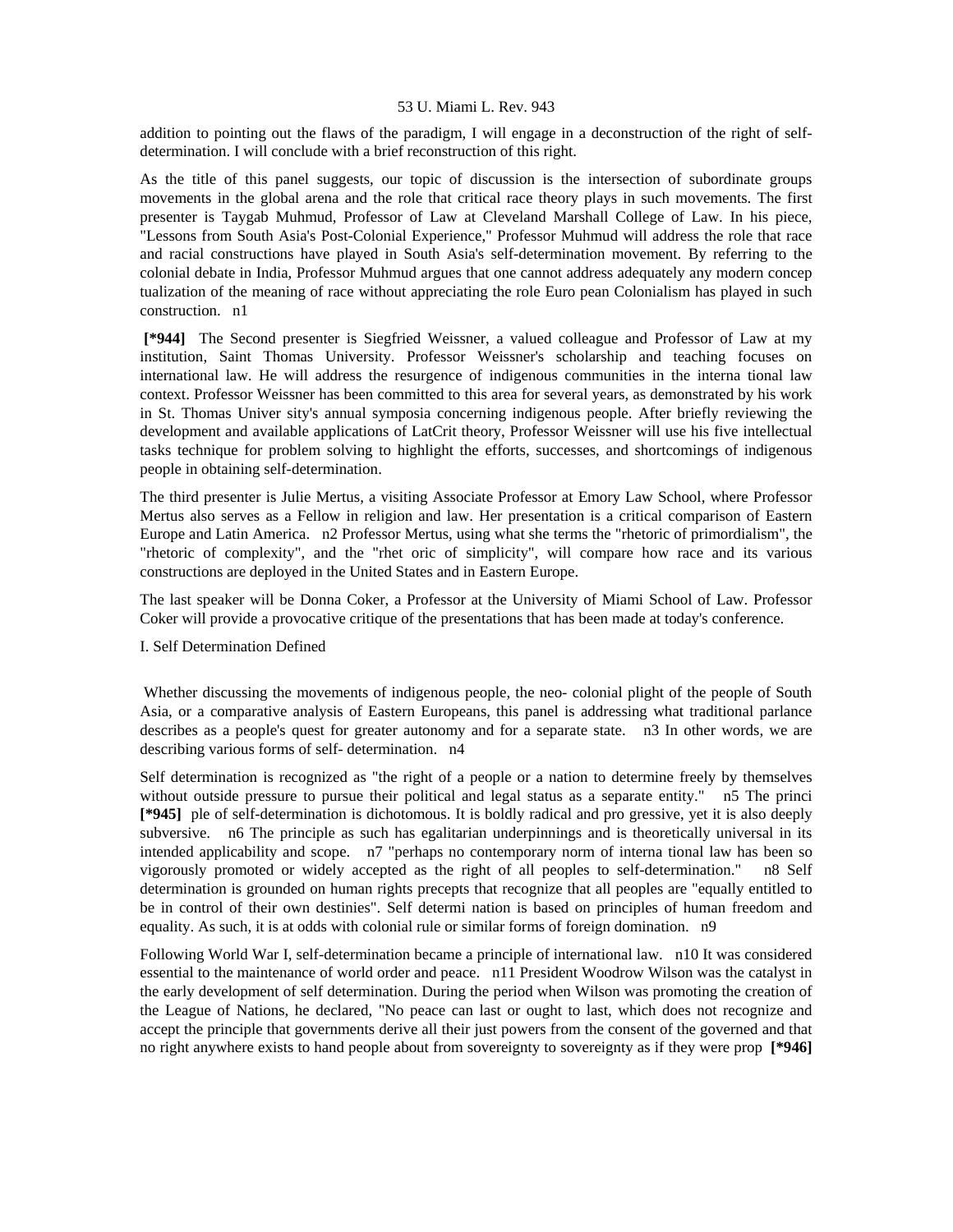addition to pointing out the flaws of the paradigm, I will engage in a deconstruction of the right of self-determination. I will conclude with a brief reconstruction of this right.

As the title of this panel suggests, our topic of discussion is the intersection of subordinate groups movements in the global arena and the role that critical race theory plays in such movements. The first presenter is Taygab Muhmud, Professor of Law at Cleveland Marshall College of Law. In his piece, "Lessons from South Asia's Post-Colonial Experience," Professor Muhmud will address the role that race and racial constructions have played in South Asia's self-determination movement. By referring to the colonial debate in India, Professor Muhmud argues that one cannot address adequately any modern concep tualization of the meaning of race without appreciating the role Euro pean Colonialism has played in such construction. n1

**[\*944]** The Second presenter is Siegfried Weissner, a valued colleague and Professor of Law at my institution, Saint Thomas University. Professor Weissner's scholarship and teaching focuses on international law. He will address the resurgence of indigenous communities in the interna tional law context. Professor Weissner has been committed to this area for several years, as demonstrated by his work in St. Thomas Univer sity's annual symposia concerning indigenous people. After briefly reviewing the development and available applications of LatCrit theory, Professor Weissner will use his five intellectual tasks technique for problem solving to highlight the efforts, successes, and shortcomings of indigenous people in obtaining self-determination.

The third presenter is Julie Mertus, a visiting Associate Professor at Emory Law School, where Professor Mertus also serves as a Fellow in religion and law. Her presentation is a critical comparison of Eastern Europe and Latin America. n2 Professor Mertus, using what she terms the "rhetoric of primordialism", the "rhetoric of complexity", and the "rhet oric of simplicity", will compare how race and its various constructions are deployed in the United States and in Eastern Europe.

The last speaker will be Donna Coker, a Professor at the University of Miami School of Law. Professor Coker will provide a provocative critique of the presentations that has been made at today's conference.

I. Self Determination Defined

Whether discussing the movements of indigenous people, the neo- colonial plight of the people of South Asia, or a comparative analysis of Eastern Europeans, this panel is addressing what traditional parlance describes as a people's quest for greater autonomy and for a separate state. n3 In other words, we are describing various forms of self- determination. n4

Self determination is recognized as "the right of a people or a nation to determine freely by themselves without outside pressure to pursue their political and legal status as a separate entity." n5 The princi **[\*945]** ple of self-determination is dichotomous. It is boldly radical and pro gressive, yet it is also deeply subversive. n6 The principle as such has egalitarian underpinnings and is theoretically universal in its intended applicability and scope. n7 "perhaps no contemporary norm of interna tional law has been so vigorously promoted or widely accepted as the right of all peoples to self-determination." n8 Self determination is grounded on human rights precepts that recognize that all peoples are "equally entitled to be in control of their own destinies". Self determi nation is based on principles of human freedom and equality. As such, it is at odds with colonial rule or similar forms of foreign domination. n9

Following World War I, self-determination became a principle of international law. n10 It was considered essential to the maintenance of world order and peace. n11 President Woodrow Wilson was the catalyst in the early development of self determination. During the period when Wilson was promoting the creation of the League of Nations, he declared, "No peace can last or ought to last, which does not recognize and accept the principle that governments derive all their just powers from the consent of the governed and that no right anywhere exists to hand people about from sovereignty to sovereignty as if they were prop **[\*946]**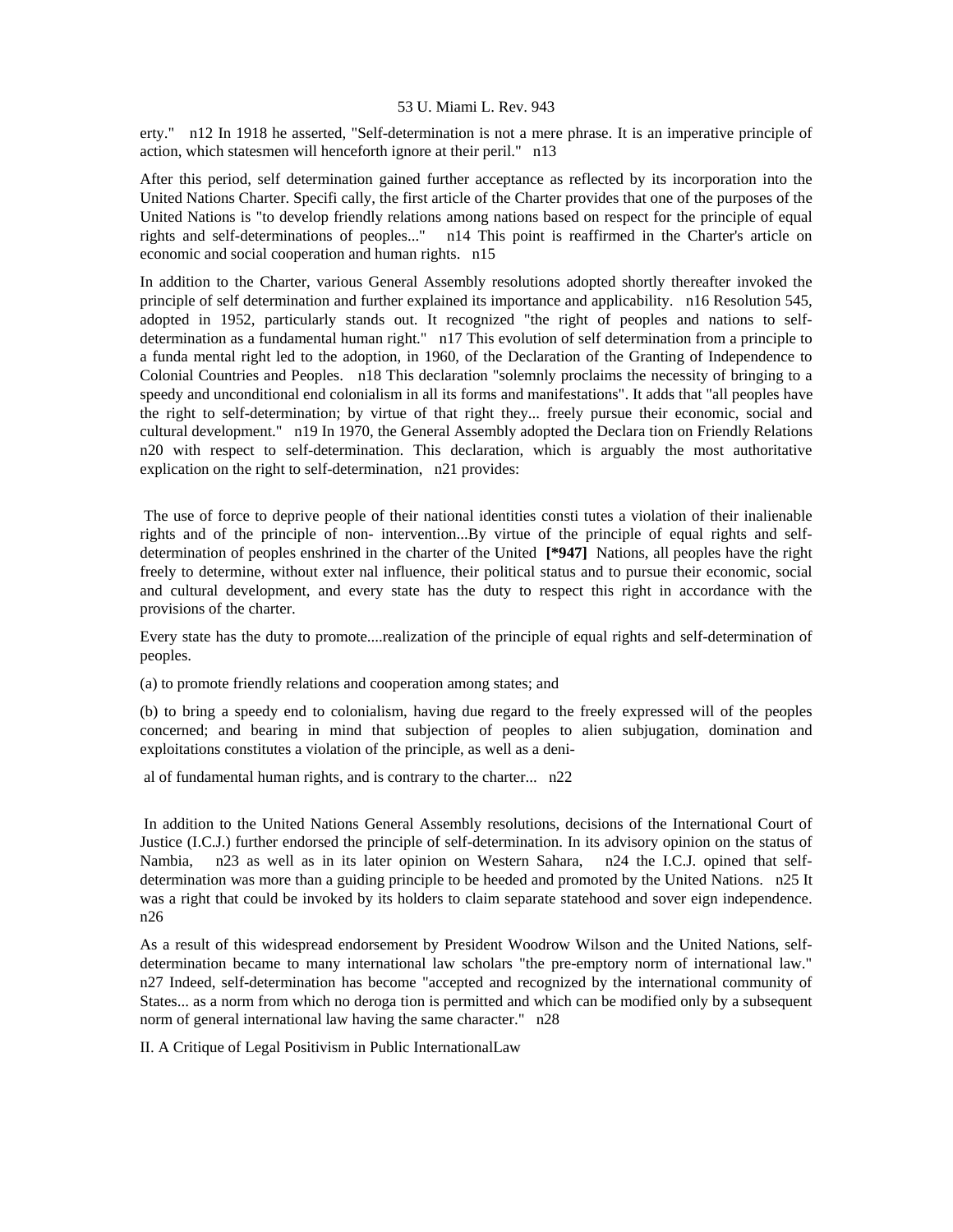erty." n12 In 1918 he asserted, "Self-determination is not a mere phrase. It is an imperative principle of action, which statesmen will henceforth ignore at their peril." n13

After this period, self determination gained further acceptance as reflected by its incorporation into the United Nations Charter. Specifi cally, the first article of the Charter provides that one of the purposes of the United Nations is "to develop friendly relations among nations based on respect for the principle of equal rights and self-determinations of peoples..." n14 This point is reaffirmed in the Charter's article on economic and social cooperation and human rights. n15

In addition to the Charter, various General Assembly resolutions adopted shortly thereafter invoked the principle of self determination and further explained its importance and applicability. n16 Resolution 545, adopted in 1952, particularly stands out. It recognized "the right of peoples and nations to self-determination as a fundamental human right." n17 This evolution of self determination from a principle to a funda mental right led to the adoption, in 1960, of the Declaration of the Granting of Independence to Colonial Countries and Peoples. n18 This declaration "solemnly proclaims the necessity of bringing to a speedy and unconditional end colonialism in all its forms and manifestations". It adds that "all peoples have the right to self-determination; by virtue of that right they... freely pursue their economic, social and cultural development." n19 In 1970, the General Assembly adopted the Declara tion on Friendly Relations n20 with respect to self-determination. This declaration, which is arguably the most authoritative explication on the right to self-determination, n21 provides:

> The use of force to deprive people of their national identities consti tutes a violation of their inalienable rights and of the principle of non- intervention...By virtue of the principle of equal rights and self-determination of peoples enshrined in the charter of the United **[*947]** Nations, all peoples have the right freely to determine, without exter nal influence, their political status and to pursue their economic, social and cultural development, and every state has the duty to respect this right in accordance with the provisions of the charter.
>
> Every state has the duty to promote....realization of the principle of equal rights and self-determination of peoples.
>
> (a) to promote friendly relations and cooperation among states; and
>
> (b) to bring a speedy end to colonialism, having due regard to the freely expressed will of the peoples concerned; and bearing in mind that subjection of peoples to alien subjugation, domination and exploitations constitutes a violation of the principle, as well as a denial of fundamental human rights, and is contrary to the charter... n22

In addition to the United Nations General Assembly resolutions, decisions of the International Court of Justice (I.C.J.) further endorsed the principle of self-determination. In its advisory opinion on the status of Nambia, n23 as well as in its later opinion on Western Sahara, n24 the I.C.J. opined that self-determination was more than a guiding principle to be heeded and promoted by the United Nations. n25 It was a right that could be invoked by its holders to claim separate statehood and sover eign independence. n26

As a result of this widespread endorsement by President Woodrow Wilson and the United Nations, self-determination became to many international law scholars "the pre-emptory norm of international law." n27 Indeed, self-determination has become "accepted and recognized by the international community of States... as a norm from which no deroga tion is permitted and which can be modified only by a subsequent norm of general international law having the same character." n28

## II. A Critique of Legal Positivism in Public InternationalLaw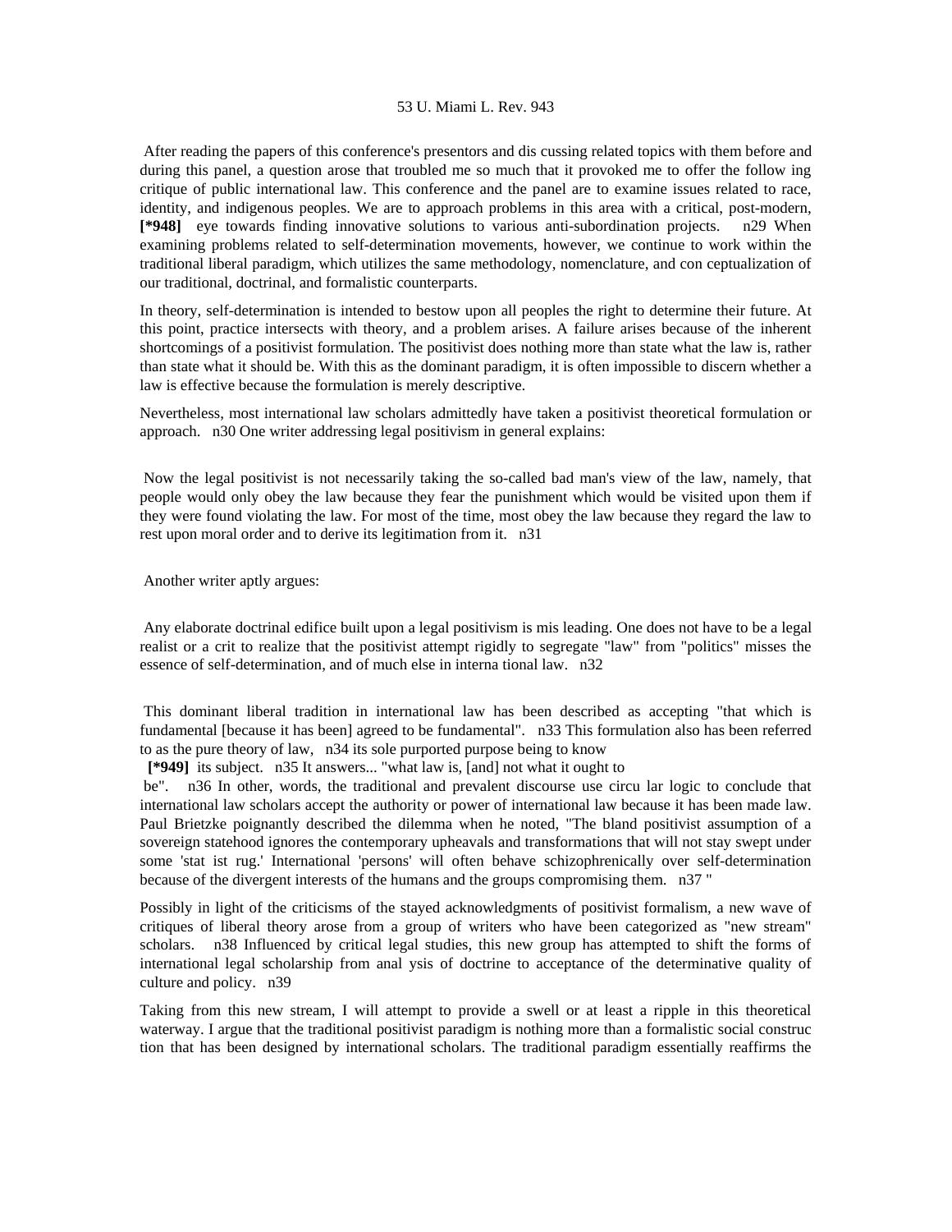After reading the papers of this conference's presentors and dis cussing related topics with them before and during this panel, a question arose that troubled me so much that it provoked me to offer the follow ing critique of public international law. This conference and the panel are to examine issues related to race, identity, and indigenous peoples. We are to approach problems in this area with a critical, post-modern, **[*948]** eye towards finding innovative solutions to various anti-subordination projects. n29 When examining problems related to self-determination movements, however, we continue to work within the traditional liberal paradigm, which utilizes the same methodology, nomenclature, and con ceptualization of our traditional, doctrinal, and formalistic counterparts.

In theory, self-determination is intended to bestow upon all peoples the right to determine their future. At this point, practice intersects with theory, and a problem arises. A failure arises because of the inherent shortcomings of a positivist formulation. The positivist does nothing more than state what the law is, rather than state what it should be. With this as the dominant paradigm, it is often impossible to discern whether a law is effective because the formulation is merely descriptive.

Nevertheless, most international law scholars admittedly have taken a positivist theoretical formulation or approach. n30 One writer addressing legal positivism in general explains:

> Now the legal positivist is not necessarily taking the so-called bad man's view of the law, namely, that people would only obey the law because they fear the punishment which would be visited upon them if they were found violating the law. For most of the time, most obey the law because they regard the law to rest upon moral order and to derive its legitimation from it. n31

Another writer aptly argues:

> Any elaborate doctrinal edifice built upon a legal positivism is mis leading. One does not have to be a legal realist or a crit to realize that the positivist attempt rigidly to segregate "law" from "politics" misses the essence of self-determination, and of much else in interna tional law. n32

This dominant liberal tradition in international law has been described as accepting "that which is fundamental [because it has been] agreed to be fundamental". n33 This formulation also has been referred to as the pure theory of law, n34 its sole purported purpose being to know **[*949]** its subject. n35 It answers... "what law is, [and] not what it ought to be". n36 In other, words, the traditional and prevalent discourse use circu lar logic to conclude that international law scholars accept the authority or power of international law because it has been made law. Paul Brietzke poignantly described the dilemma when he noted, "The bland positivist assumption of a sovereign statehood ignores the contemporary upheavals and transformations that will not stay swept under some 'stat ist rug.' International 'persons' will often behave schizophrenically over self-determination because of the divergent interests of the humans and the groups compromising them. n37 "

Possibly in light of the criticisms of the stayed acknowledgments of positivist formalism, a new wave of critiques of liberal theory arose from a group of writers who have been categorized as "new stream" scholars. n38 Influenced by critical legal studies, this new group has attempted to shift the forms of international legal scholarship from anal ysis of doctrine to acceptance of the determinative quality of culture and policy. n39

Taking from this new stream, I will attempt to provide a swell or at least a ripple in this theoretical waterway. I argue that the traditional positivist paradigm is nothing more than a formalistic social construc tion that has been designed by international scholars. The traditional paradigm essentially reaffirms the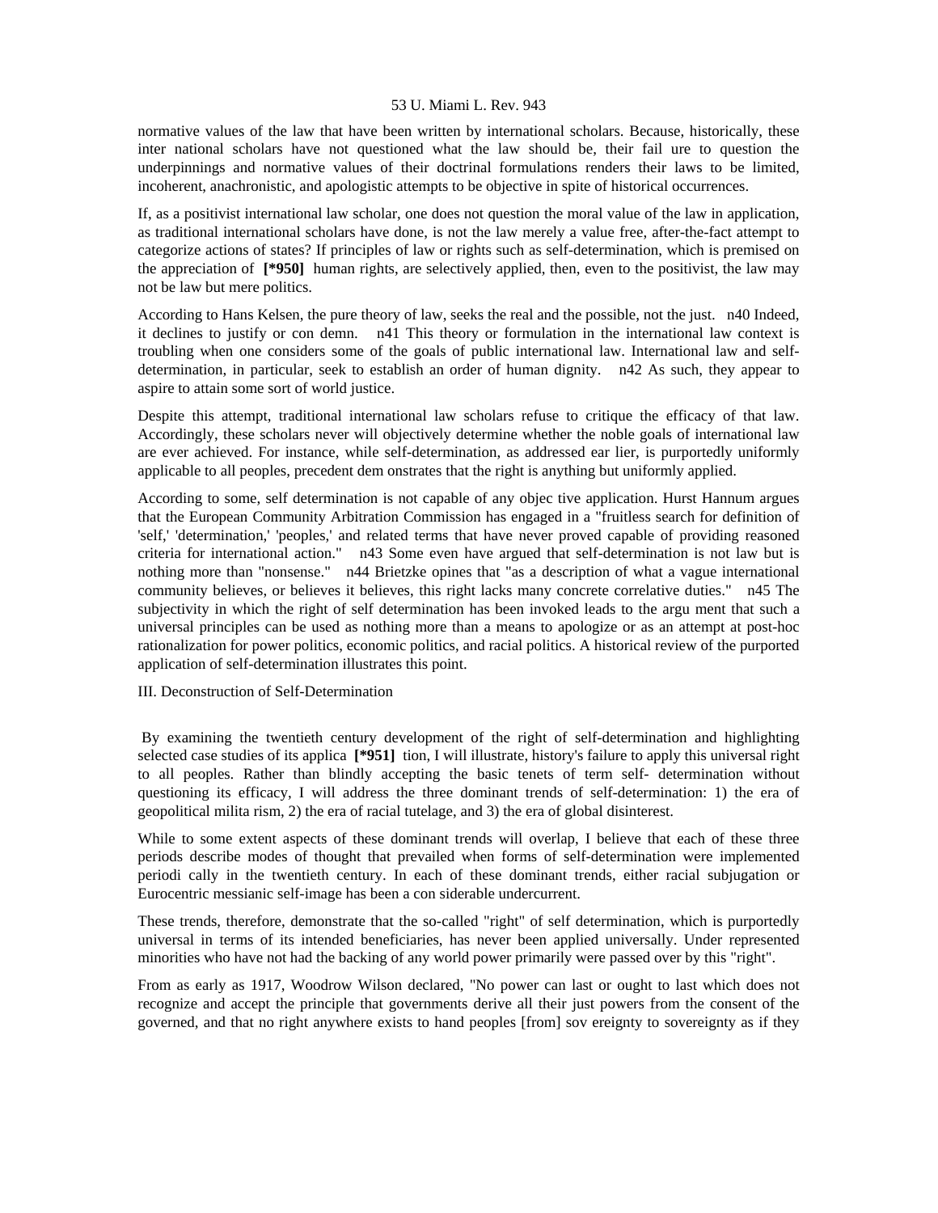normative values of the law that have been written by international scholars. Because, historically, these inter national scholars have not questioned what the law should be, their fail ure to question the underpinnings and normative values of their doctrinal formulations renders their laws to be limited, incoherent, anachronistic, and apologistic attempts to be objective in spite of historical occurrences.

If, as a positivist international law scholar, one does not question the moral value of the law in application, as traditional international scholars have done, is not the law merely a value free, after-the-fact attempt to categorize actions of states? If principles of law or rights such as self-determination, which is premised on the appreciation of **[*950]** human rights, are selectively applied, then, even to the positivist, the law may not be law but mere politics.

According to Hans Kelsen, the pure theory of law, seeks the real and the possible, not the just. n40 Indeed, it declines to justify or con demn. n41 This theory or formulation in the international law context is troubling when one considers some of the goals of public international law. International law and self-determination, in particular, seek to establish an order of human dignity. n42 As such, they appear to aspire to attain some sort of world justice.

Despite this attempt, traditional international law scholars refuse to critique the efficacy of that law. Accordingly, these scholars never will objectively determine whether the noble goals of international law are ever achieved. For instance, while self-determination, as addressed ear lier, is purportedly uniformly applicable to all peoples, precedent dem onstrates that the right is anything but uniformly applied.

According to some, self determination is not capable of any objec tive application. Hurst Hannum argues that the European Community Arbitration Commission has engaged in a "fruitless search for definition of 'self,' 'determination,' 'peoples,' and related terms that have never proved capable of providing reasoned criteria for international action." n43 Some even have argued that self-determination is not law but is nothing more than "nonsense." n44 Brietzke opines that "as a description of what a vague international community believes, or believes it believes, this right lacks many concrete correlative duties." n45 The subjectivity in which the right of self determination has been invoked leads to the argu ment that such a universal principles can be used as nothing more than a means to apologize or as an attempt at post-hoc rationalization for power politics, economic politics, and racial politics. A historical review of the purported application of self-determination illustrates this point.

III. Deconstruction of Self-Determination

By examining the twentieth century development of the right of self-determination and highlighting selected case studies of its applica **[*951]** tion, I will illustrate, history's failure to apply this universal right to all peoples. Rather than blindly accepting the basic tenets of term self- determination without questioning its efficacy, I will address the three dominant trends of self-determination: 1) the era of geopolitical milita rism, 2) the era of racial tutelage, and 3) the era of global disinterest.

While to some extent aspects of these dominant trends will overlap, I believe that each of these three periods describe modes of thought that prevailed when forms of self-determination were implemented periodi cally in the twentieth century. In each of these dominant trends, either racial subjugation or Eurocentric messianic self-image has been a con siderable undercurrent.

These trends, therefore, demonstrate that the so-called "right" of self determination, which is purportedly universal in terms of its intended beneficiaries, has never been applied universally. Under represented minorities who have not had the backing of any world power primarily were passed over by this "right".

From as early as 1917, Woodrow Wilson declared, "No power can last or ought to last which does not recognize and accept the principle that governments derive all their just powers from the consent of the governed, and that no right anywhere exists to hand peoples [from] sov ereignty to sovereignty as if they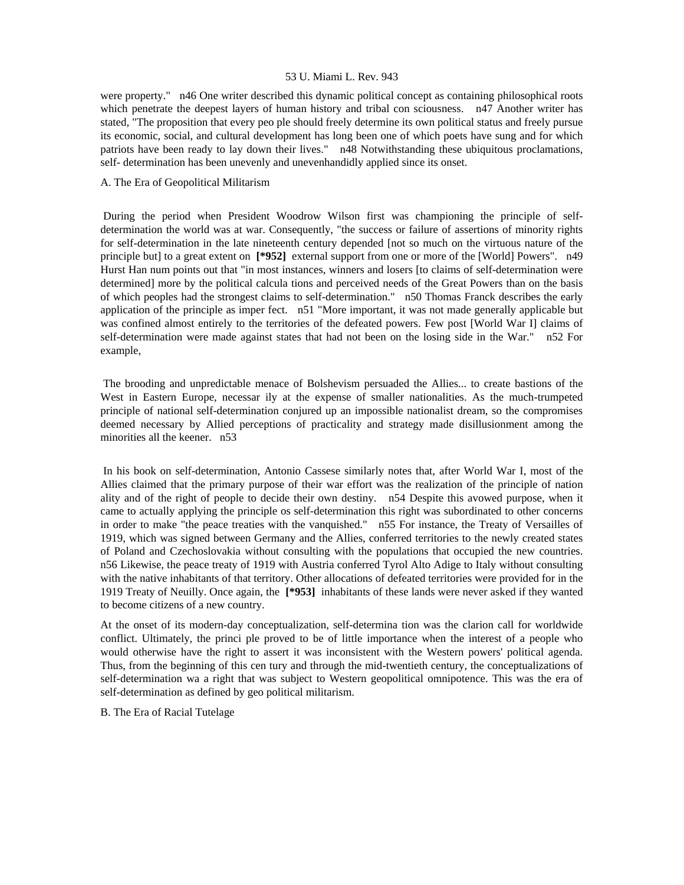were property." n46 One writer described this dynamic political concept as containing philosophical roots which penetrate the deepest layers of human history and tribal con sciousness. n47 Another writer has stated, "The proposition that every peo ple should freely determine its own political status and freely pursue its economic, social, and cultural development has long been one of which poets have sung and for which patriots have been ready to lay down their lives." n48 Notwithstanding these ubiquitous proclamations, self- determination has been unevenly and unevenhandidly applied since its onset.

A. The Era of Geopolitical Militarism

During the period when President Woodrow Wilson first was championing the principle of self-determination the world was at war. Consequently, "the success or failure of assertions of minority rights for self-determination in the late nineteenth century depended [not so much on the virtuous nature of the principle but] to a great extent on **[*952]** external support from one or more of the [World] Powers". n49 Hurst Han num points out that "in most instances, winners and losers [to claims of self-determination were determined] more by the political calcula tions and perceived needs of the Great Powers than on the basis of which peoples had the strongest claims to self-determination." n50 Thomas Franck describes the early application of the principle as imper fect. n51 "More important, it was not made generally applicable but was confined almost entirely to the territories of the defeated powers. Few post [World War I] claims of self-determination were made against states that had not been on the losing side in the War." n52 For example,

The brooding and unpredictable menace of Bolshevism persuaded the Allies... to create bastions of the West in Eastern Europe, necessar ily at the expense of smaller nationalities. As the much-trumpeted principle of national self-determination conjured up an impossible nationalist dream, so the compromises deemed necessary by Allied perceptions of practicality and strategy made disillusionment among the minorities all the keener. n53

In his book on self-determination, Antonio Cassese similarly notes that, after World War I, most of the Allies claimed that the primary purpose of their war effort was the realization of the principle of nation ality and of the right of people to decide their own destiny. n54 Despite this avowed purpose, when it came to actually applying the principle os self-determination this right was subordinated to other concerns in order to make "the peace treaties with the vanquished." n55 For instance, the Treaty of Versailles of 1919, which was signed between Germany and the Allies, conferred territories to the newly created states of Poland and Czechoslovakia without consulting with the populations that occupied the new countries. n56 Likewise, the peace treaty of 1919 with Austria conferred Tyrol Alto Adige to Italy without consulting with the native inhabitants of that territory. Other allocations of defeated territories were provided for in the 1919 Treaty of Neuilly. Once again, the **[*953]** inhabitants of these lands were never asked if they wanted to become citizens of a new country.

At the onset of its modern-day conceptualization, self-determina tion was the clarion call for worldwide conflict. Ultimately, the princi ple proved to be of little importance when the interest of a people who would otherwise have the right to assert it was inconsistent with the Western powers' political agenda. Thus, from the beginning of this cen tury and through the mid-twentieth century, the conceptualizations of self-determination wa a right that was subject to Western geopolitical omnipotence. This was the era of self-determination as defined by geo political militarism.

B. The Era of Racial Tutelage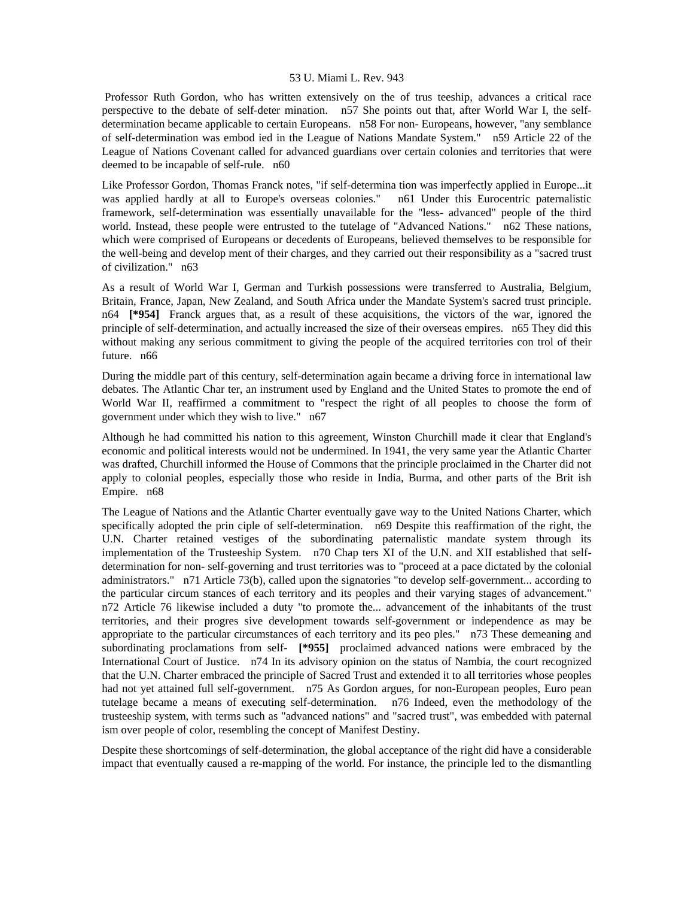Professor Ruth Gordon, who has written extensively on the of trus teeship, advances a critical race perspective to the debate of self-deter mination. n57 She points out that, after World War I, the self-determination became applicable to certain Europeans. n58 For non- Europeans, however, "any semblance of self-determination was embod ied in the League of Nations Mandate System." n59 Article 22 of the League of Nations Covenant called for advanced guardians over certain colonies and territories that were deemed to be incapable of self-rule. n60

Like Professor Gordon, Thomas Franck notes, "if self-determina tion was imperfectly applied in Europe...it was applied hardly at all to Europe's overseas colonies." n61 Under this Eurocentric paternalistic framework, self-determination was essentially unavailable for the "less- advanced" people of the third world. Instead, these people were entrusted to the tutelage of "Advanced Nations." n62 These nations, which were comprised of Europeans or decedents of Europeans, believed themselves to be responsible for the well-being and develop ment of their charges, and they carried out their responsibility as a "sacred trust of civilization." n63

As a result of World War I, German and Turkish possessions were transferred to Australia, Belgium, Britain, France, Japan, New Zealand, and South Africa under the Mandate System's sacred trust principle. n64 **[*954]** Franck argues that, as a result of these acquisitions, the victors of the war, ignored the principle of self-determination, and actually increased the size of their overseas empires. n65 They did this without making any serious commitment to giving the people of the acquired territories con trol of their future. n66

During the middle part of this century, self-determination again became a driving force in international law debates. The Atlantic Char ter, an instrument used by England and the United States to promote the end of World War II, reaffirmed a commitment to "respect the right of all peoples to choose the form of government under which they wish to live." n67

Although he had committed his nation to this agreement, Winston Churchill made it clear that England's economic and political interests would not be undermined. In 1941, the very same year the Atlantic Charter was drafted, Churchill informed the House of Commons that the principle proclaimed in the Charter did not apply to colonial peoples, especially those who reside in India, Burma, and other parts of the Brit ish Empire. n68

The League of Nations and the Atlantic Charter eventually gave way to the United Nations Charter, which specifically adopted the prin ciple of self-determination. n69 Despite this reaffirmation of the right, the U.N. Charter retained vestiges of the subordinating paternalistic mandate system through its implementation of the Trusteeship System. n70 Chap ters XI of the U.N. and XII established that self-determination for non- self-governing and trust territories was to "proceed at a pace dictated by the colonial administrators." n71 Article 73(b), called upon the signatories "to develop self-government... according to the particular circum stances of each territory and its peoples and their varying stages of advancement." n72 Article 76 likewise included a duty "to promote the... advancement of the inhabitants of the trust territories, and their progres sive development towards self-government or independence as may be appropriate to the particular circumstances of each territory and its peo ples." n73 These demeaning and subordinating proclamations from self- **[*955]** proclaimed advanced nations were embraced by the International Court of Justice. n74 In its advisory opinion on the status of Nambia, the court recognized that the U.N. Charter embraced the principle of Sacred Trust and extended it to all territories whose peoples had not yet attained full self-government. n75 As Gordon argues, for non-European peoples, Euro pean tutelage became a means of executing self-determination. n76 Indeed, even the methodology of the trusteeship system, with terms such as "advanced nations" and "sacred trust", was embedded with paternal ism over people of color, resembling the concept of Manifest Destiny.

Despite these shortcomings of self-determination, the global acceptance of the right did have a considerable impact that eventually caused a re-mapping of the world. For instance, the principle led to the dismantling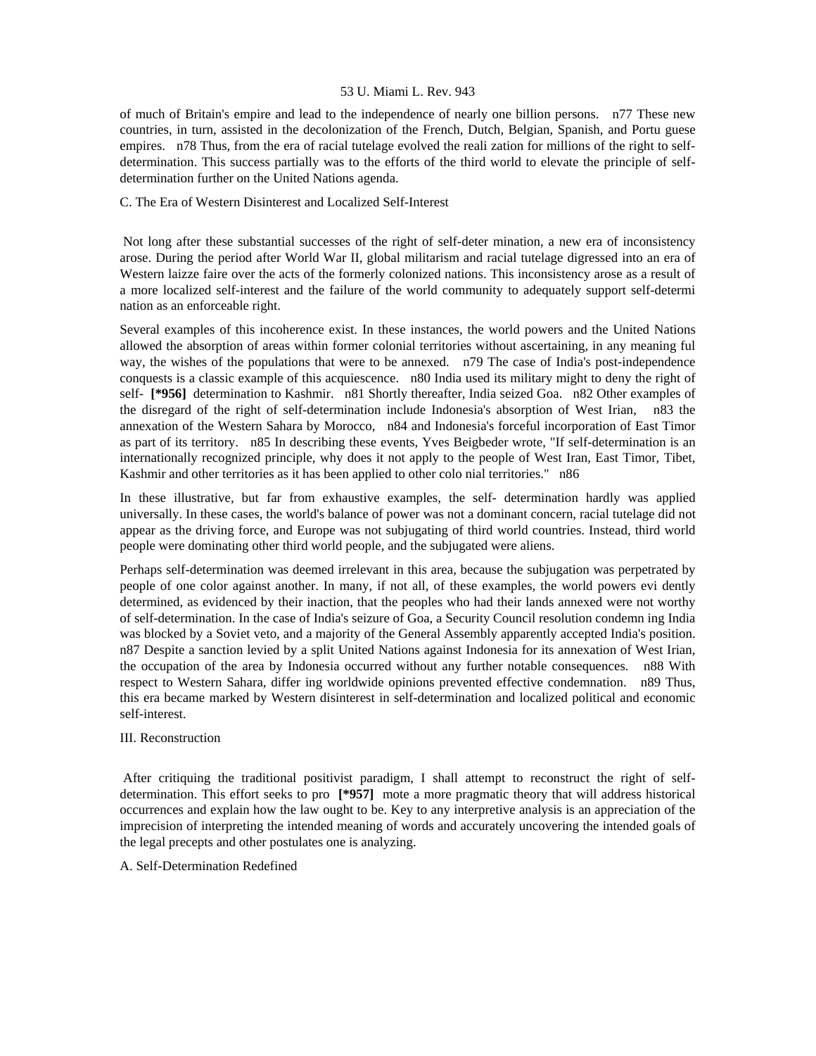of much of Britain's empire and lead to the independence of nearly one billion persons. n77 These new countries, in turn, assisted in the decolonization of the French, Dutch, Belgian, Spanish, and Portu guese empires. n78 Thus, from the era of racial tutelage evolved the reali zation for millions of the right to self-determination. This success partially was to the efforts of the third world to elevate the principle of self-determination further on the United Nations agenda.

### C. The Era of Western Disinterest and Localized Self-Interest

Not long after these substantial successes of the right of self-deter mination, a new era of inconsistency arose. During the period after World War II, global militarism and racial tutelage digressed into an era of Western laizze faire over the acts of the formerly colonized nations. This inconsistency arose as a result of a more localized self-interest and the failure of the world community to adequately support self-determi nation as an enforceable right.

Several examples of this incoherence exist. In these instances, the world powers and the United Nations allowed the absorption of areas within former colonial territories without ascertaining, in any meaning ful way, the wishes of the populations that were to be annexed. n79 The case of India's post-independence conquests is a classic example of this acquiescence. n80 India used its military might to deny the right of self- **[*956]** determination to Kashmir. n81 Shortly thereafter, India seized Goa. n82 Other examples of the disregard of the right of self-determination include Indonesia's absorption of West Irian, n83 the annexation of the Western Sahara by Morocco, n84 and Indonesia's forceful incorporation of East Timor as part of its territory. n85 In describing these events, Yves Beigbeder wrote, "If self-determination is an internationally recognized principle, why does it not apply to the people of West Iran, East Timor, Tibet, Kashmir and other territories as it has been applied to other colo nial territories." n86

In these illustrative, but far from exhaustive examples, the self- determination hardly was applied universally. In these cases, the world's balance of power was not a dominant concern, racial tutelage did not appear as the driving force, and Europe was not subjugating of third world countries. Instead, third world people were dominating other third world people, and the subjugated were aliens.

Perhaps self-determination was deemed irrelevant in this area, because the subjugation was perpetrated by people of one color against another. In many, if not all, of these examples, the world powers evi dently determined, as evidenced by their inaction, that the peoples who had their lands annexed were not worthy of self-determination. In the case of India's seizure of Goa, a Security Council resolution condemn ing India was blocked by a Soviet veto, and a majority of the General Assembly apparently accepted India's position. n87 Despite a sanction levied by a split United Nations against Indonesia for its annexation of West Irian, the occupation of the area by Indonesia occurred without any further notable consequences. n88 With respect to Western Sahara, differ ing worldwide opinions prevented effective condemnation. n89 Thus, this era became marked by Western disinterest in self-determination and localized political and economic self-interest.

## III. Reconstruction

After critiquing the traditional positivist paradigm, I shall attempt to reconstruct the right of self-determination. This effort seeks to pro **[*957]** mote a more pragmatic theory that will address historical occurrences and explain how the law ought to be. Key to any interpretive analysis is an appreciation of the imprecision of interpreting the intended meaning of words and accurately uncovering the intended goals of the legal precepts and other postulates one is analyzing.

### A. Self-Determination Redefined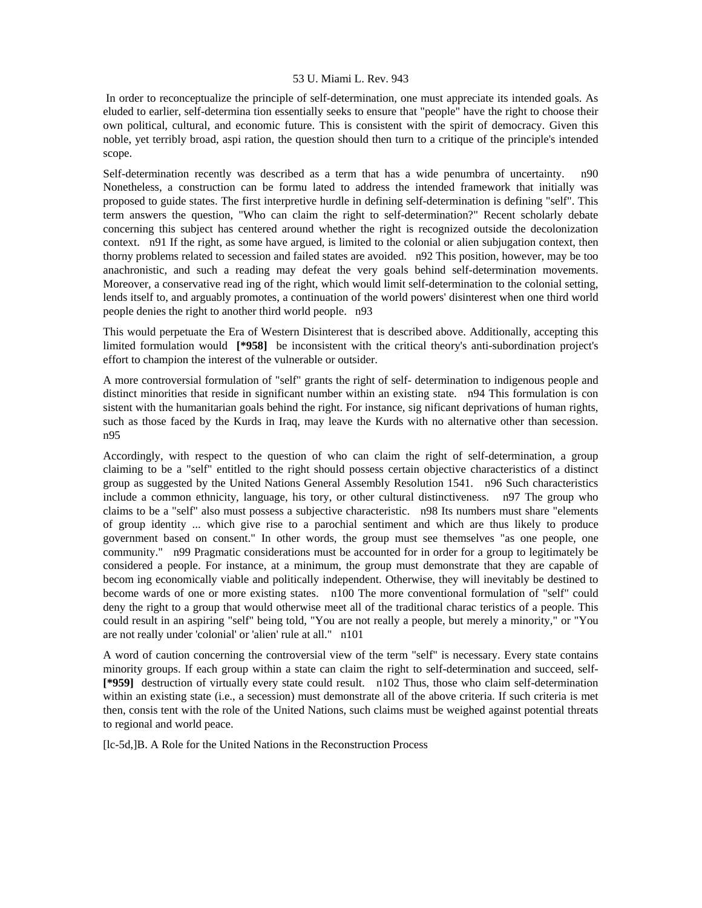In order to reconceptualize the principle of self-determination, one must appreciate its intended goals. As eluded to earlier, self-determina tion essentially seeks to ensure that "people" have the right to choose their own political, cultural, and economic future. This is consistent with the spirit of democracy. Given this noble, yet terribly broad, aspi ration, the question should then turn to a critique of the principle's intended scope.

Self-determination recently was described as a term that has a wide penumbra of uncertainty. n90 Nonetheless, a construction can be formu lated to address the intended framework that initially was proposed to guide states. The first interpretive hurdle in defining self-determination is defining "self". This term answers the question, "Who can claim the right to self-determination?" Recent scholarly debate concerning this subject has centered around whether the right is recognized outside the decolonization context. n91 If the right, as some have argued, is limited to the colonial or alien subjugation context, then thorny problems related to secession and failed states are avoided. n92 This position, however, may be too anachronistic, and such a reading may defeat the very goals behind self-determination movements. Moreover, a conservative read ing of the right, which would limit self-determination to the colonial setting, lends itself to, and arguably promotes, a continuation of the world powers' disinterest when one third world people denies the right to another third world people. n93

This would perpetuate the Era of Western Disinterest that is described above. Additionally, accepting this limited formulation would **[*958]** be inconsistent with the critical theory's anti-subordination project's effort to champion the interest of the vulnerable or outsider.

A more controversial formulation of "self" grants the right of self- determination to indigenous people and distinct minorities that reside in significant number within an existing state. n94 This formulation is con sistent with the humanitarian goals behind the right. For instance, sig nificant deprivations of human rights, such as those faced by the Kurds in Iraq, may leave the Kurds with no alternative other than secession. n95

Accordingly, with respect to the question of who can claim the right of self-determination, a group claiming to be a "self" entitled to the right should possess certain objective characteristics of a distinct group as suggested by the United Nations General Assembly Resolution 1541. n96 Such characteristics include a common ethnicity, language, his tory, or other cultural distinctiveness. n97 The group who claims to be a "self" also must possess a subjective characteristic. n98 Its numbers must share "elements of group identity ... which give rise to a parochial sentiment and which are thus likely to produce government based on consent." In other words, the group must see themselves "as one people, one community." n99 Pragmatic considerations must be accounted for in order for a group to legitimately be considered a people. For instance, at a minimum, the group must demonstrate that they are capable of becom ing economically viable and politically independent. Otherwise, they will inevitably be destined to become wards of one or more existing states. n100 The more conventional formulation of "self" could deny the right to a group that would otherwise meet all of the traditional charac teristics of a people. This could result in an aspiring "self" being told, "You are not really a people, but merely a minority," or "You are not really under 'colonial' or 'alien' rule at all." n101

A word of caution concerning the controversial view of the term "self" is necessary. Every state contains minority groups. If each group within a state can claim the right to self-determination and succeed, self- **[*959]** destruction of virtually every state could result. n102 Thus, those who claim self-determination within an existing state (i.e., a secession) must demonstrate all of the above criteria. If such criteria is met then, consis tent with the role of the United Nations, such claims must be weighed against potential threats to regional and world peace.

[lc-5d,]B. A Role for the United Nations in the Reconstruction Process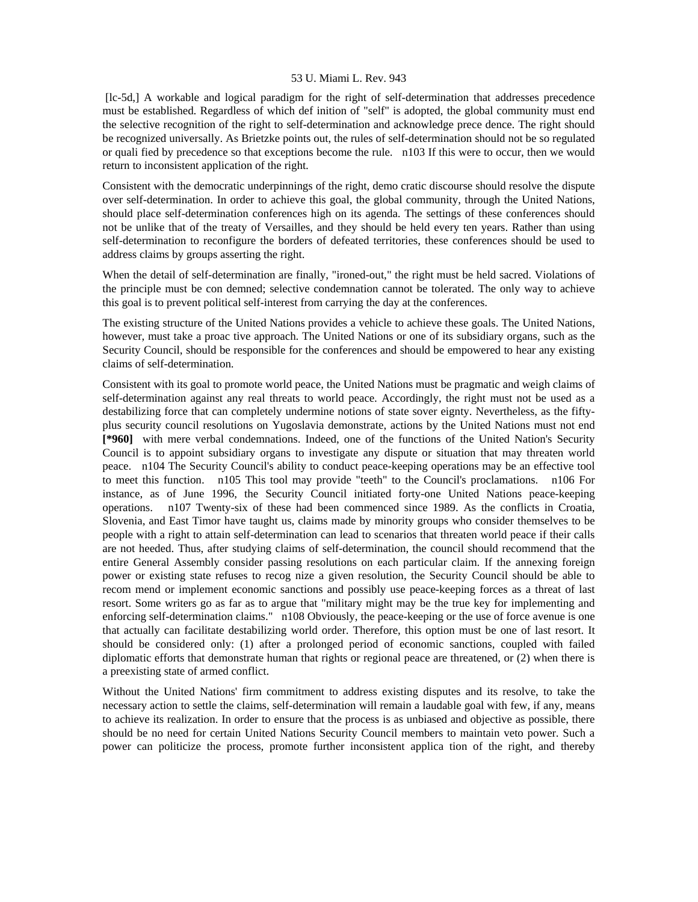[lc-5d,] A workable and logical paradigm for the right of self-determination that addresses precedence must be established. Regardless of which def inition of "self" is adopted, the global community must end the selective recognition of the right to self-determination and acknowledge prece dence. The right should be recognized universally. As Brietzke points out, the rules of self-determination should not be so regulated or quali fied by precedence so that exceptions become the rule. n103 If this were to occur, then we would return to inconsistent application of the right.

Consistent with the democratic underpinnings of the right, demo cratic discourse should resolve the dispute over self-determination. In order to achieve this goal, the global community, through the United Nations, should place self-determination conferences high on its agenda. The settings of these conferences should not be unlike that of the treaty of Versailles, and they should be held every ten years. Rather than using self-determination to reconfigure the borders of defeated territories, these conferences should be used to address claims by groups asserting the right.

When the detail of self-determination are finally, "ironed-out," the right must be held sacred. Violations of the principle must be con demned; selective condemnation cannot be tolerated. The only way to achieve this goal is to prevent political self-interest from carrying the day at the conferences.

The existing structure of the United Nations provides a vehicle to achieve these goals. The United Nations, however, must take a proac tive approach. The United Nations or one of its subsidiary organs, such as the Security Council, should be responsible for the conferences and should be empowered to hear any existing claims of self-determination.

Consistent with its goal to promote world peace, the United Nations must be pragmatic and weigh claims of self-determination against any real threats to world peace. Accordingly, the right must not be used as a destabilizing force that can completely undermine notions of state sover eignty. Nevertheless, as the fifty-plus security council resolutions on Yugoslavia demonstrate, actions by the United Nations must not end **[*960]** with mere verbal condemnations. Indeed, one of the functions of the United Nation's Security Council is to appoint subsidiary organs to investigate any dispute or situation that may threaten world peace. n104 The Security Council's ability to conduct peace-keeping operations may be an effective tool to meet this function. n105 This tool may provide "teeth" to the Council's proclamations. n106 For instance, as of June 1996, the Security Council initiated forty-one United Nations peace-keeping operations. n107 Twenty-six of these had been commenced since 1989. As the conflicts in Croatia, Slovenia, and East Timor have taught us, claims made by minority groups who consider themselves to be people with a right to attain self-determination can lead to scenarios that threaten world peace if their calls are not heeded. Thus, after studying claims of self-determination, the council should recommend that the entire General Assembly consider passing resolutions on each particular claim. If the annexing foreign power or existing state refuses to recog nize a given resolution, the Security Council should be able to recom mend or implement economic sanctions and possibly use peace-keeping forces as a threat of last resort. Some writers go as far as to argue that "military might may be the true key for implementing and enforcing self-determination claims." n108 Obviously, the peace-keeping or the use of force avenue is one that actually can facilitate destabilizing world order. Therefore, this option must be one of last resort. It should be considered only: (1) after a prolonged period of economic sanctions, coupled with failed diplomatic efforts that demonstrate human that rights or regional peace are threatened, or (2) when there is a preexisting state of armed conflict.

Without the United Nations' firm commitment to address existing disputes and its resolve, to take the necessary action to settle the claims, self-determination will remain a laudable goal with few, if any, means to achieve its realization. In order to ensure that the process is as unbiased and objective as possible, there should be no need for certain United Nations Security Council members to maintain veto power. Such a power can politicize the process, promote further inconsistent applica tion of the right, and thereby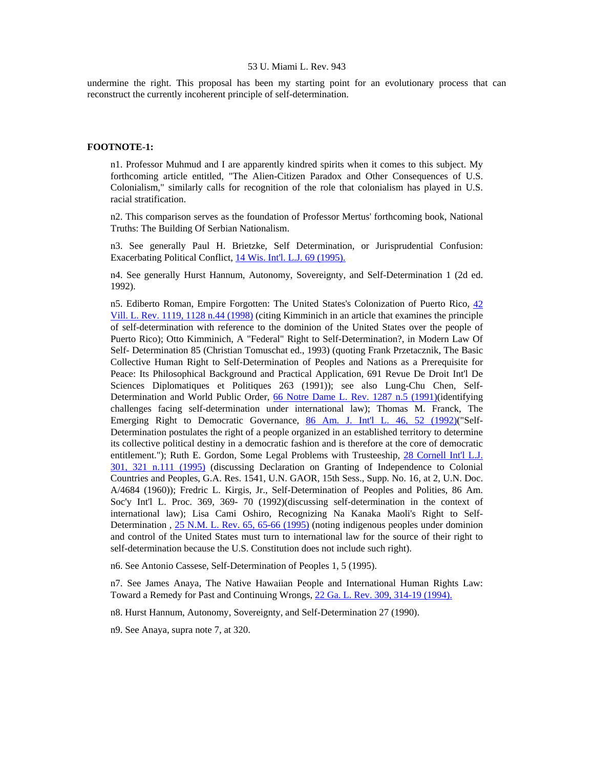undermine the right. This proposal has been my starting point for an evolutionary process that can reconstruct the currently incoherent principle of self-determination.

**FOOTNOTE-1:**

n1. Professor Muhmud and I are apparently kindred spirits when it comes to this subject. My forthcoming article entitled, "The Alien-Citizen Paradox and Other Consequences of U.S. Colonialism," similarly calls for recognition of the role that colonialism has played in U.S. racial stratification.

n2. This comparison serves as the foundation of Professor Mertus' forthcoming book, National Truths: The Building Of Serbian Nationalism.

n3. See generally Paul H. Brietzke, Self Determination, or Jurisprudential Confusion: Exacerbating Political Conflict, 14 Wis. Int'l. L.J. 69 (1995).

n4. See generally Hurst Hannum, Autonomy, Sovereignty, and Self-Determination 1 (2d ed. 1992).

n5. Ediberto Roman, Empire Forgotten: The United States's Colonization of Puerto Rico, 42 Vill. L. Rev. 1119, 1128 n.44 (1998) (citing Kimminich in an article that examines the principle of self-determination with reference to the dominion of the United States over the people of Puerto Rico); Otto Kimminich, A "Federal" Right to Self-Determination?, in Modern Law Of Self- Determination 85 (Christian Tomuschat ed., 1993) (quoting Frank Przetacznik, The Basic Collective Human Right to Self-Determination of Peoples and Nations as a Prerequisite for Peace: Its Philosophical Background and Practical Application, 691 Revue De Droit Int'l De Sciences Diplomatiques et Politiques 263 (1991)); see also Lung-Chu Chen, Self-Determination and World Public Order, 66 Notre Dame L. Rev. 1287 n.5 (1991)(identifying challenges facing self-determination under international law); Thomas M. Franck, The Emerging Right to Democratic Governance, 86 Am. J. Int'l L. 46, 52 (1992)("Self-Determination postulates the right of a people organized in an established territory to determine its collective political destiny in a democratic fashion and is therefore at the core of democratic entitlement."); Ruth E. Gordon, Some Legal Problems with Trusteeship, 28 Cornell Int'l L.J. 301, 321 n.111 (1995) (discussing Declaration on Granting of Independence to Colonial Countries and Peoples, G.A. Res. 1541, U.N. GAOR, 15th Sess., Supp. No. 16, at 2, U.N. Doc. A/4684 (1960)); Fredric L. Kirgis, Jr., Self-Determination of Peoples and Polities, 86 Am. Soc'y Int'l L. Proc. 369, 369- 70 (1992)(discussing self-determination in the context of international law); Lisa Cami Oshiro, Recognizing Na Kanaka Maoli's Right to Self-Determination , 25 N.M. L. Rev. 65, 65-66 (1995) (noting indigenous peoples under dominion and control of the United States must turn to international law for the source of their right to self-determination because the U.S. Constitution does not include such right).

n6. See Antonio Cassese, Self-Determination of Peoples 1, 5 (1995).

n7. See James Anaya, The Native Hawaiian People and International Human Rights Law: Toward a Remedy for Past and Continuing Wrongs, 22 Ga. L. Rev. 309, 314-19 (1994).

n8. Hurst Hannum, Autonomy, Sovereignty, and Self-Determination 27 (1990).

n9. See Anaya, supra note 7, at 320.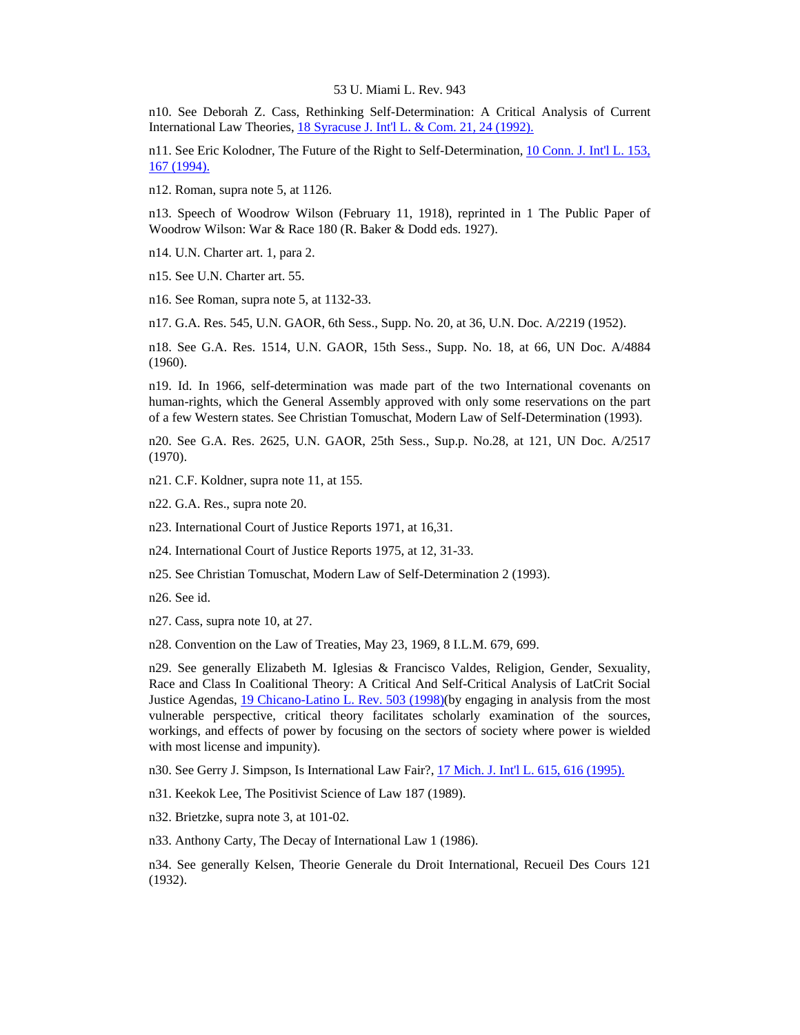n10. See Deborah Z. Cass, Rethinking Self-Determination: A Critical Analysis of Current International Law Theories, 18 Syracuse J. Int'l L. & Com. 21, 24 (1992).

n11. See Eric Kolodner, The Future of the Right to Self-Determination, 10 Conn. J. Int'l L. 153, 167 (1994).

n12. Roman, supra note 5, at 1126.

n13. Speech of Woodrow Wilson (February 11, 1918), reprinted in 1 The Public Paper of Woodrow Wilson: War & Race 180 (R. Baker & Dodd eds. 1927).

n14. U.N. Charter art. 1, para 2.

n15. See U.N. Charter art. 55.

n16. See Roman, supra note 5, at 1132-33.

n17. G.A. Res. 545, U.N. GAOR, 6th Sess., Supp. No. 20, at 36, U.N. Doc. A/2219 (1952).

n18. See G.A. Res. 1514, U.N. GAOR, 15th Sess., Supp. No. 18, at 66, UN Doc. A/4884 (1960).

n19. Id. In 1966, self-determination was made part of the two International covenants on human-rights, which the General Assembly approved with only some reservations on the part of a few Western states. See Christian Tomuschat, Modern Law of Self-Determination (1993).

n20. See G.A. Res. 2625, U.N. GAOR, 25th Sess., Sup.p. No.28, at 121, UN Doc. A/2517 (1970).

n21. C.F. Koldner, supra note 11, at 155.

n22. G.A. Res., supra note 20.

n23. International Court of Justice Reports 1971, at 16,31.

n24. International Court of Justice Reports 1975, at 12, 31-33.

n25. See Christian Tomuschat, Modern Law of Self-Determination 2 (1993).

n26. See id.

n27. Cass, supra note 10, at 27.

n28. Convention on the Law of Treaties, May 23, 1969, 8 I.L.M. 679, 699.

n29. See generally Elizabeth M. Iglesias & Francisco Valdes, Religion, Gender, Sexuality, Race and Class In Coalitional Theory: A Critical And Self-Critical Analysis of LatCrit Social Justice Agendas, 19 Chicano-Latino L. Rev. 503 (1998)(by engaging in analysis from the most vulnerable perspective, critical theory facilitates scholarly examination of the sources, workings, and effects of power by focusing on the sectors of society where power is wielded with most license and impunity).

n30. See Gerry J. Simpson, Is International Law Fair?, 17 Mich. J. Int'l L. 615, 616 (1995).

n31. Keekok Lee, The Positivist Science of Law 187 (1989).

n32. Brietzke, supra note 3, at 101-02.

n33. Anthony Carty, The Decay of International Law 1 (1986).

n34. See generally Kelsen, Theorie Generale du Droit International, Recueil Des Cours 121 (1932).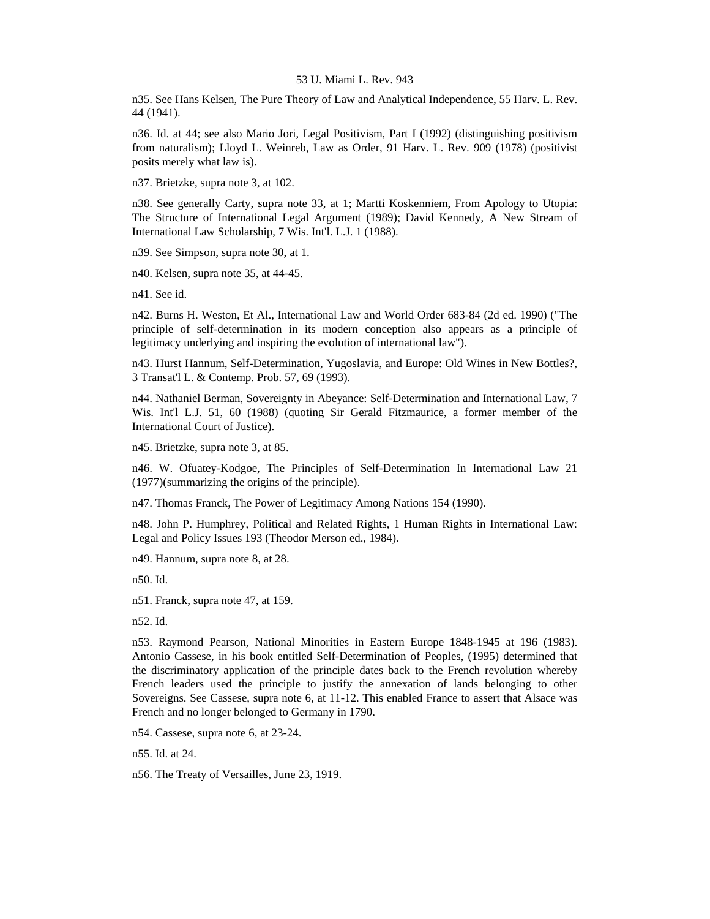n35. See Hans Kelsen, The Pure Theory of Law and Analytical Independence, 55 Harv. L. Rev. 44 (1941).

n36. Id. at 44; see also Mario Jori, Legal Positivism, Part I (1992) (distinguishing positivism from naturalism); Lloyd L. Weinreb, Law as Order, 91 Harv. L. Rev. 909 (1978) (positivist posits merely what law is).

n37. Brietzke, supra note 3, at 102.

n38. See generally Carty, supra note 33, at 1; Martti Koskenniem, From Apology to Utopia: The Structure of International Legal Argument (1989); David Kennedy, A New Stream of International Law Scholarship, 7 Wis. Int'l. L.J. 1 (1988).

n39. See Simpson, supra note 30, at 1.

n40. Kelsen, supra note 35, at 44-45.

n41. See id.

n42. Burns H. Weston, Et Al., International Law and World Order 683-84 (2d ed. 1990) ("The principle of self-determination in its modern conception also appears as a principle of legitimacy underlying and inspiring the evolution of international law").

n43. Hurst Hannum, Self-Determination, Yugoslavia, and Europe: Old Wines in New Bottles?, 3 Transat'l L. & Contemp. Prob. 57, 69 (1993).

n44. Nathaniel Berman, Sovereignty in Abeyance: Self-Determination and International Law, 7 Wis. Int'l L.J. 51, 60 (1988) (quoting Sir Gerald Fitzmaurice, a former member of the International Court of Justice).

n45. Brietzke, supra note 3, at 85.

n46. W. Ofuatey-Kodgoe, The Principles of Self-Determination In International Law 21 (1977)(summarizing the origins of the principle).

n47. Thomas Franck, The Power of Legitimacy Among Nations 154 (1990).

n48. John P. Humphrey, Political and Related Rights, 1 Human Rights in International Law: Legal and Policy Issues 193 (Theodor Merson ed., 1984).

n49. Hannum, supra note 8, at 28.

n50. Id.

n51. Franck, supra note 47, at 159.

n52. Id.

n53. Raymond Pearson, National Minorities in Eastern Europe 1848-1945 at 196 (1983). Antonio Cassese, in his book entitled Self-Determination of Peoples, (1995) determined that the discriminatory application of the principle dates back to the French revolution whereby French leaders used the principle to justify the annexation of lands belonging to other Sovereigns. See Cassese, supra note 6, at 11-12. This enabled France to assert that Alsace was French and no longer belonged to Germany in 1790.

n54. Cassese, supra note 6, at 23-24.

n55. Id. at 24.

n56. The Treaty of Versailles, June 23, 1919.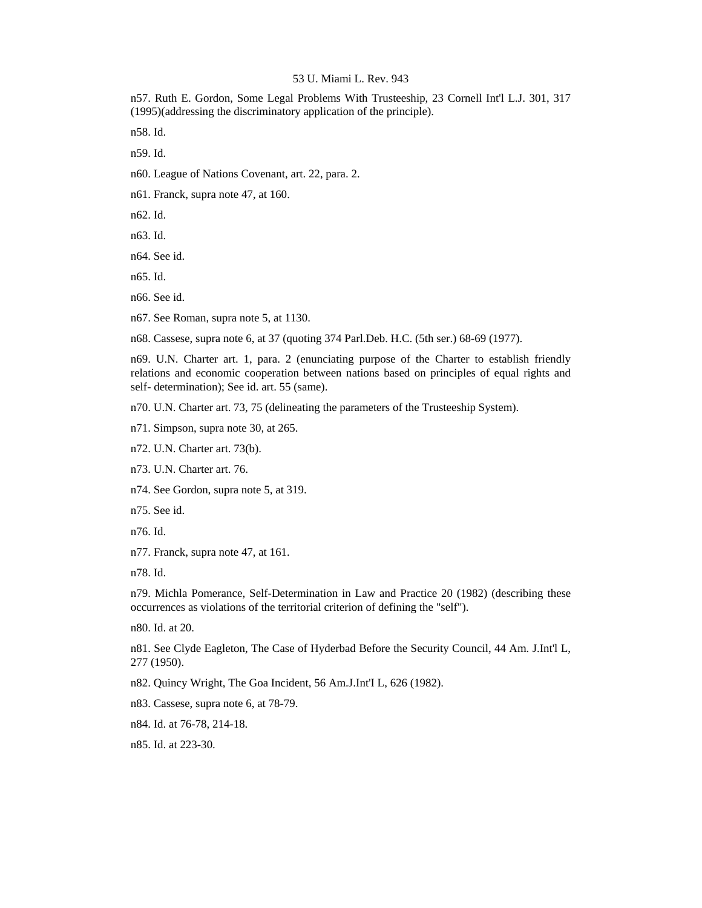n57. Ruth E. Gordon, Some Legal Problems With Trusteeship, 23 Cornell Int'l L.J. 301, 317 (1995)(addressing the discriminatory application of the principle).

n58. Id.

n59. Id.

n60. League of Nations Covenant, art. 22, para. 2.

n61. Franck, supra note 47, at 160.

n62. Id.

n63. Id.

n64. See id.

n65. Id.

n66. See id.

n67. See Roman, supra note 5, at 1130.

n68. Cassese, supra note 6, at 37 (quoting 374 Parl.Deb. H.C. (5th ser.) 68-69 (1977).

n69. U.N. Charter art. 1, para. 2 (enunciating purpose of the Charter to establish friendly relations and economic cooperation between nations based on principles of equal rights and self- determination); See id. art. 55 (same).

n70. U.N. Charter art. 73, 75 (delineating the parameters of the Trusteeship System).

n71. Simpson, supra note 30, at 265.

n72. U.N. Charter art. 73(b).

n73. U.N. Charter art. 76.

n74. See Gordon, supra note 5, at 319.

n75. See id.

n76. Id.

n77. Franck, supra note 47, at 161.

n78. Id.

n79. Michla Pomerance, Self-Determination in Law and Practice 20 (1982) (describing these occurrences as violations of the territorial criterion of defining the "self").

n80. Id. at 20.

n81. See Clyde Eagleton, The Case of Hyderbad Before the Security Council, 44 Am. J.Int'l L, 277 (1950).

n82. Quincy Wright, The Goa Incident, 56 Am.J.Int'I L, 626 (1982).

n83. Cassese, supra note 6, at 78-79.

n84. Id. at 76-78, 214-18.

n85. Id. at 223-30.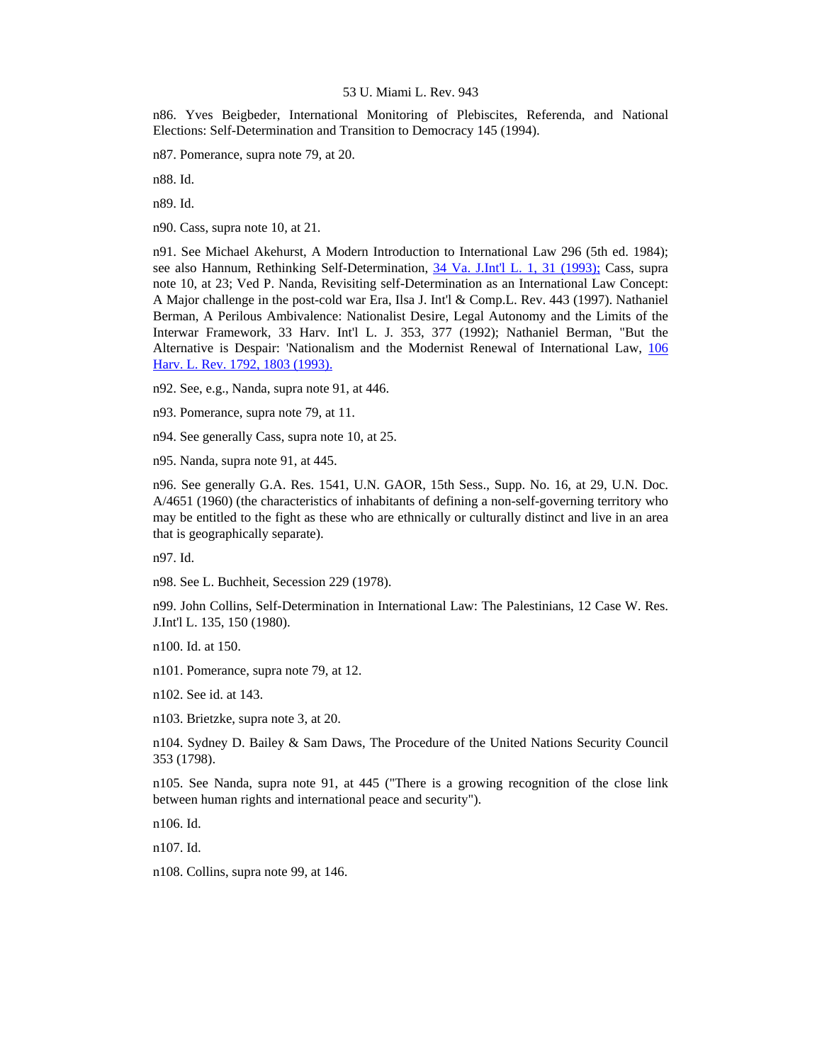n86. Yves Beigbeder, International Monitoring of Plebiscites, Referenda, and National Elections: Self-Determination and Transition to Democracy 145 (1994).

n87. Pomerance, supra note 79, at 20.

n88. Id.

n89. Id.

n90. Cass, supra note 10, at 21.

n91. See Michael Akehurst, A Modern Introduction to International Law 296 (5th ed. 1984); see also Hannum, Rethinking Self-Determination, 34 Va. J.Int'l L. 1, 31 (1993); Cass, supra note 10, at 23; Ved P. Nanda, Revisiting self-Determination as an International Law Concept: A Major challenge in the post-cold war Era, Ilsa J. Int'l & Comp.L. Rev. 443 (1997). Nathaniel Berman, A Perilous Ambivalence: Nationalist Desire, Legal Autonomy and the Limits of the Interwar Framework, 33 Harv. Int'l L. J. 353, 377 (1992); Nathaniel Berman, "But the Alternative is Despair: 'Nationalism and the Modernist Renewal of International Law, 106 Harv. L. Rev. 1792, 1803 (1993).

n92. See, e.g., Nanda, supra note 91, at 446.

n93. Pomerance, supra note 79, at 11.

n94. See generally Cass, supra note 10, at 25.

n95. Nanda, supra note 91, at 445.

n96. See generally G.A. Res. 1541, U.N. GAOR, 15th Sess., Supp. No. 16, at 29, U.N. Doc. A/4651 (1960) (the characteristics of inhabitants of defining a non-self-governing territory who may be entitled to the fight as these who are ethnically or culturally distinct and live in an area that is geographically separate).

n97. Id.

n98. See L. Buchheit, Secession 229 (1978).

n99. John Collins, Self-Determination in International Law: The Palestinians, 12 Case W. Res. J.Int'l L. 135, 150 (1980).

n100. Id. at 150.

n101. Pomerance, supra note 79, at 12.

n102. See id. at 143.

n103. Brietzke, supra note 3, at 20.

n104. Sydney D. Bailey & Sam Daws, The Procedure of the United Nations Security Council 353 (1798).

n105. See Nanda, supra note 91, at 445 ("There is a growing recognition of the close link between human rights and international peace and security").

n106. Id.

n107. Id.

n108. Collins, supra note 99, at 146.